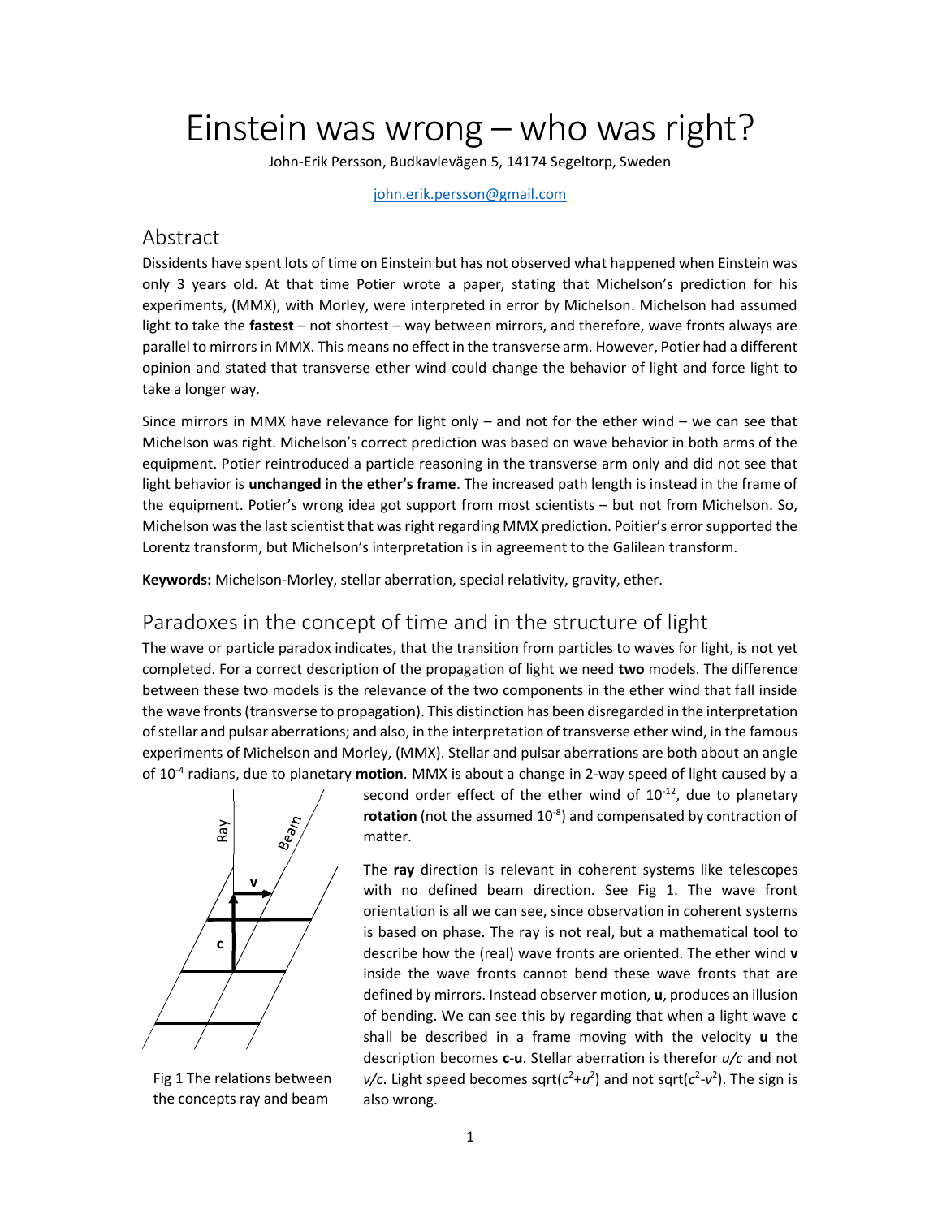# Einstein was wrong – who was right?

John-Erik Persson, Budkavlevägen 5, 14174 Segeltorp, Sweden

john.erik.persson@gmail.com

## Abstract

Dissidents have spent lots of time on Einstein but has not observed what happened when Einstein was only 3 years old. At that time Potier wrote a paper, stating that Michelson's prediction for his experiments, (MMX), with Morley, were interpreted in error by Michelson. Michelson had assumed light to take the **fastest** – not shortest – way between mirrors, and therefore, wave fronts always are parallel to mirrors in MMX. This means no effect in the transverse arm. However, Potier had a different opinion and stated that transverse ether wind could change the behavior of light and force light to take a longer way.

Since mirrors in MMX have relevance for light only – and not for the ether wind – we can see that Michelson was right. Michelson's correct prediction was based on wave behavior in both arms of the equipment. Potier reintroduced a particle reasoning in the transverse arm only and did not see that light behavior is **unchanged in the ether's frame**. The increased path length is instead in the frame of the equipment. Potier's wrong idea got support from most scientists – but not from Michelson. So, Michelson was the last scientist that was right regarding MMX prediction. Poitier's error supported the Lorentz transform, but Michelson's interpretation is in agreement to the Galilean transform.

**Keywords:** Michelson-Morley, stellar aberration, special relativity, gravity, ether.

## Paradoxes in the concept of time and in the structure of light

The wave or particle paradox indicates, that the transition from particles to waves for light, is not yet completed. For a correct description of the propagation of light we need **two** models. The difference between these two models is the relevance of the two components in the ether wind that fall inside the wave fronts (transverse to propagation). This distinction has been disregarded in the interpretation of stellar and pulsar aberrations; and also, in the interpretation of transverse ether wind, in the famous experiments of Michelson and Morley, (MMX). Stellar and pulsar aberrations are both about an angle of $10^{-4}$ radians, due to planetary **motion**. MMX is about a change in 2-way speed of light caused by a second order effect of the ether wind of $10^{-12}$, due to planetary **rotation** (not the assumed $10^{-8}$) and compensated by contraction of matter.

Ray

Beam

v

c

Fig 1 The relations between the concepts ray and beam

The **ray** direction is relevant in coherent systems like telescopes with no defined beam direction. See Fig 1. The wave front orientation is all we can see, since observation in coherent systems is based on phase. The ray is not real, but a mathematical tool to describe how the (real) wave fronts are oriented. The ether wind **v** inside the wave fronts cannot bend these wave fronts that are defined by mirrors. Instead observer motion, **u**, produces an illusion of bending. We can see this by regarding that when a light wave **c** shall be described in a frame moving with the velocity **u** the description becomes **c**-**u**. Stellar aberration is therefor *u/c* and not *v/c*. Light speed becomes sqrt($c^2$+$u^2$) and not sqrt($c^2$-$v^2$). The sign is also wrong.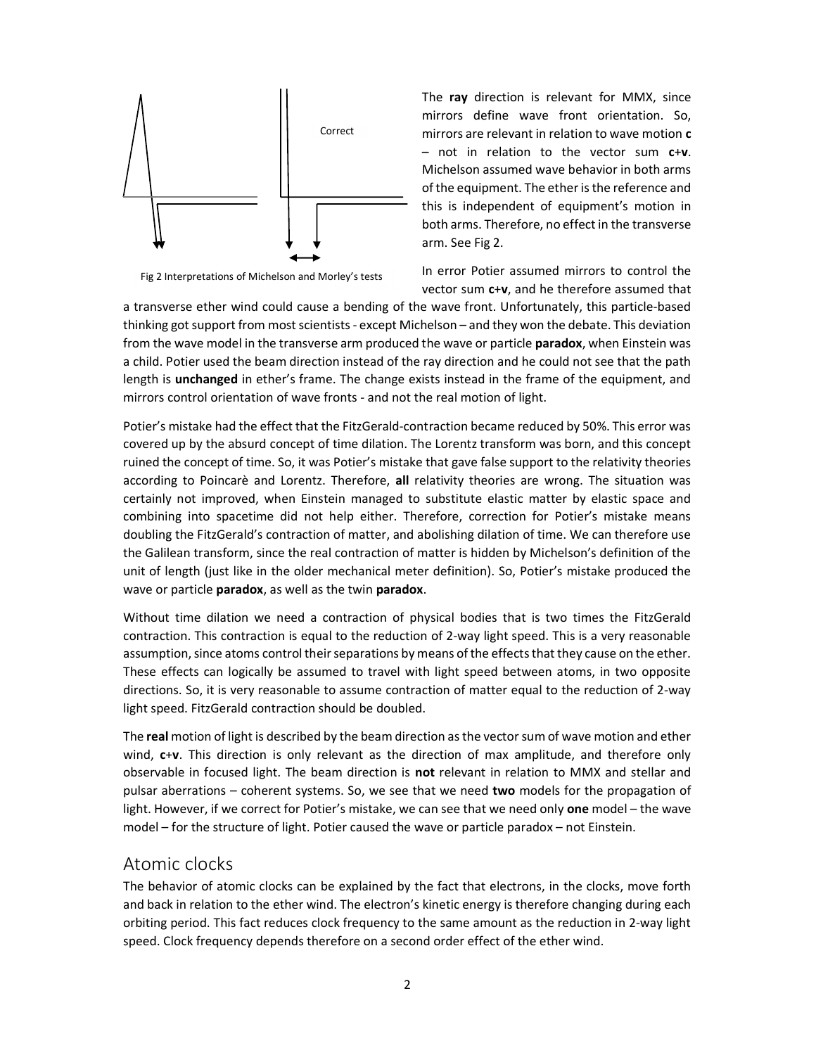Correct

Fig 2 Interpretations of Michelson and Morley's tests

The **ray** direction is relevant for MMX, since mirrors define wave front orientation. So, mirrors are relevant in relation to wave motion **c** – not in relation to the vector sum **c**+**v**. Michelson assumed wave behavior in both arms of the equipment. The ether is the reference and this is independent of equipment's motion in both arms. Therefore, no effect in the transverse arm. See Fig 2.

In error Potier assumed mirrors to control the vector sum **c**+**v**, and he therefore assumed that a transverse ether wind could cause a bending of the wave front. Unfortunately, this particle-based thinking got support from most scientists - except Michelson – and they won the debate. This deviation from the wave model in the transverse arm produced the wave or particle **paradox**, when Einstein was a child. Potier used the beam direction instead of the ray direction and he could not see that the path length is **unchanged** in ether's frame. The change exists instead in the frame of the equipment, and mirrors control orientation of wave fronts - and not the real motion of light.

Potier's mistake had the effect that the FitzGerald-contraction became reduced by 50%. This error was covered up by the absurd concept of time dilation. The Lorentz transform was born, and this concept ruined the concept of time. So, it was Potier's mistake that gave false support to the relativity theories according to Poincarè and Lorentz. Therefore, **all** relativity theories are wrong. The situation was certainly not improved, when Einstein managed to substitute elastic matter by elastic space and combining into spacetime did not help either. Therefore, correction for Potier's mistake means doubling the FitzGerald's contraction of matter, and abolishing dilation of time. We can therefore use the Galilean transform, since the real contraction of matter is hidden by Michelson's definition of the unit of length (just like in the older mechanical meter definition). So, Potier's mistake produced the wave or particle **paradox**, as well as the twin **paradox**.

Without time dilation we need a contraction of physical bodies that is two times the FitzGerald contraction. This contraction is equal to the reduction of 2-way light speed. This is a very reasonable assumption, since atoms control their separations by means of the effects that they cause on the ether. These effects can logically be assumed to travel with light speed between atoms, in two opposite directions. So, it is very reasonable to assume contraction of matter equal to the reduction of 2-way light speed. FitzGerald contraction should be doubled.

The **real** motion of light is described by the beam direction as the vector sum of wave motion and ether wind, **c**+**v**. This direction is only relevant as the direction of max amplitude, and therefore only observable in focused light. The beam direction is **not** relevant in relation to MMX and stellar and pulsar aberrations – coherent systems. So, we see that we need **two** models for the propagation of light. However, if we correct for Potier's mistake, we can see that we need only **one** model – the wave model – for the structure of light. Potier caused the wave or particle paradox – not Einstein.

## Atomic clocks

The behavior of atomic clocks can be explained by the fact that electrons, in the clocks, move forth and back in relation to the ether wind. The electron's kinetic energy is therefore changing during each orbiting period. This fact reduces clock frequency to the same amount as the reduction in 2-way light speed. Clock frequency depends therefore on a second order effect of the ether wind.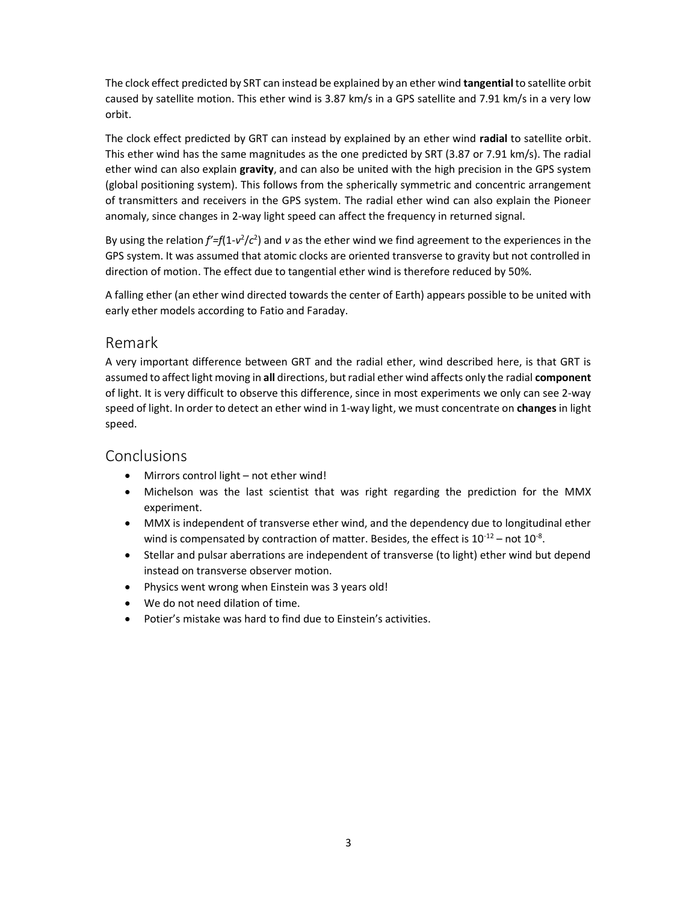The clock effect predicted by SRT can instead be explained by an ether wind **tangential** to satellite orbit caused by satellite motion. This ether wind is 3.87 km/s in a GPS satellite and 7.91 km/s in a very low orbit.

The clock effect predicted by GRT can instead by explained by an ether wind **radial** to satellite orbit. This ether wind has the same magnitudes as the one predicted by SRT (3.87 or 7.91 km/s). The radial ether wind can also explain **gravity**, and can also be united with the high precision in the GPS system (global positioning system). This follows from the spherically symmetric and concentric arrangement of transmitters and receivers in the GPS system. The radial ether wind can also explain the Pioneer anomaly, since changes in 2-way light speed can affect the frequency in returned signal.

By using the relation $f'=f(1-v^2/c^2)$ and $v$ as the ether wind we find agreement to the experiences in the GPS system. It was assumed that atomic clocks are oriented transverse to gravity but not controlled in direction of motion. The effect due to tangential ether wind is therefore reduced by 50%.

A falling ether (an ether wind directed towards the center of Earth) appears possible to be united with early ether models according to Fatio and Faraday.

## Remark

A very important difference between GRT and the radial ether, wind described here, is that GRT is assumed to affect light moving in **all** directions, but radial ether wind affects only the radial **component** of light. It is very difficult to observe this difference, since in most experiments we only can see 2-way speed of light. In order to detect an ether wind in 1-way light, we must concentrate on **changes** in light speed.

## Conclusions

- Mirrors control light – not ether wind!
- Michelson was the last scientist that was right regarding the prediction for the MMX experiment.
- MMX is independent of transverse ether wind, and the dependency due to longitudinal ether wind is compensated by contraction of matter. Besides, the effect is $10^{-12}$ – not $10^{-8}$.
- Stellar and pulsar aberrations are independent of transverse (to light) ether wind but depend instead on transverse observer motion.
- Physics went wrong when Einstein was 3 years old!
- We do not need dilation of time.
- Potier's mistake was hard to find due to Einstein's activities.